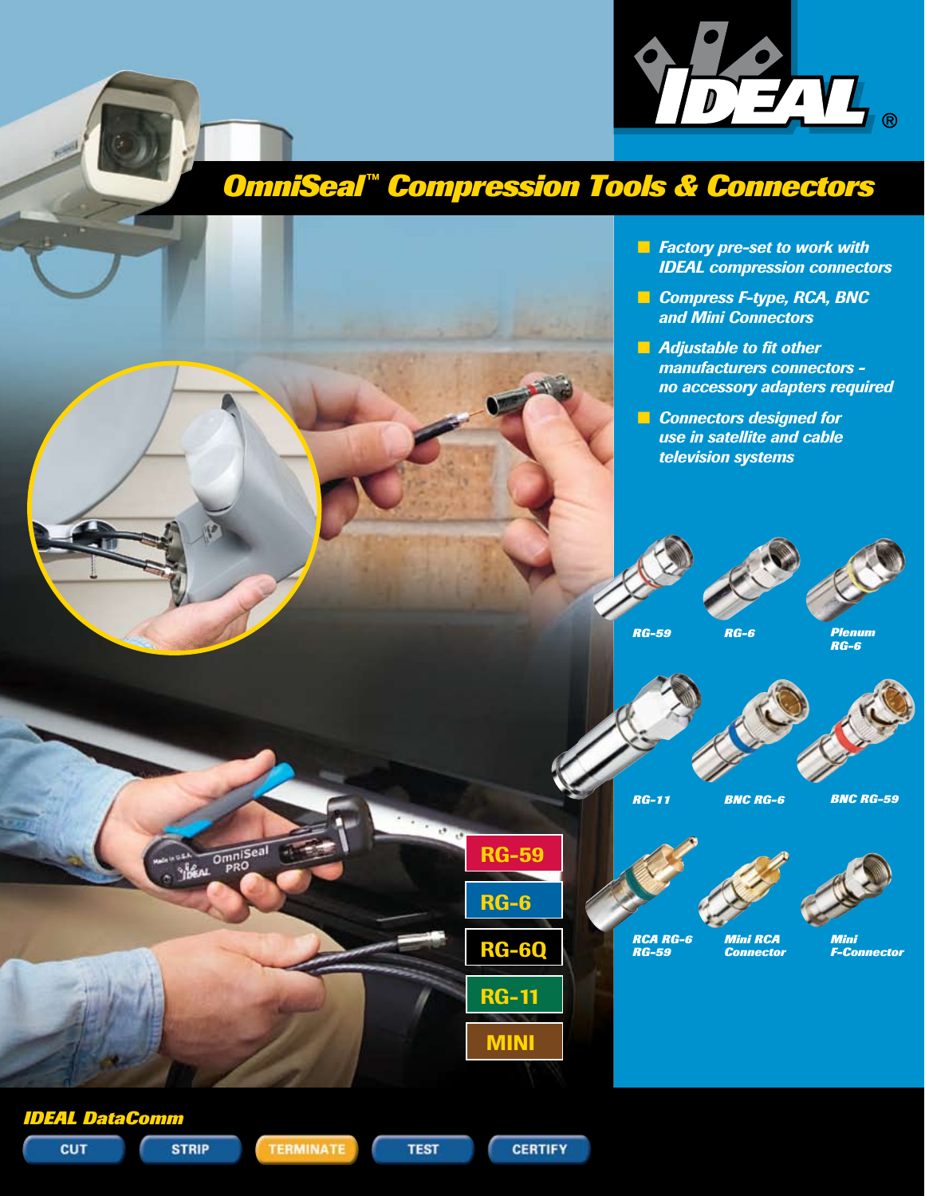IDEAL®

# OmniSeal™ Compression Tools & Connectors

- Factory pre-set to work with IDEAL compression connectors
- Compress F-type, RCA, BNC and Mini Connectors
- Adjustable to fit other manufacturers connectors - no accessory adapters required
- Connectors designed for use in satellite and cable television systems

RG-59

RG-6

Plenum RG-6

RG-11

BNC RG-6

BNC RG-59

RCA RG-6 RG-59

Mini RCA Connector

Mini F-Connector

RG-59

RG-6

RG-6Q

RG-11

MINI

**IDEAL DataComm**

CUT | STRIP | TERMINATE | TEST | CERTIFY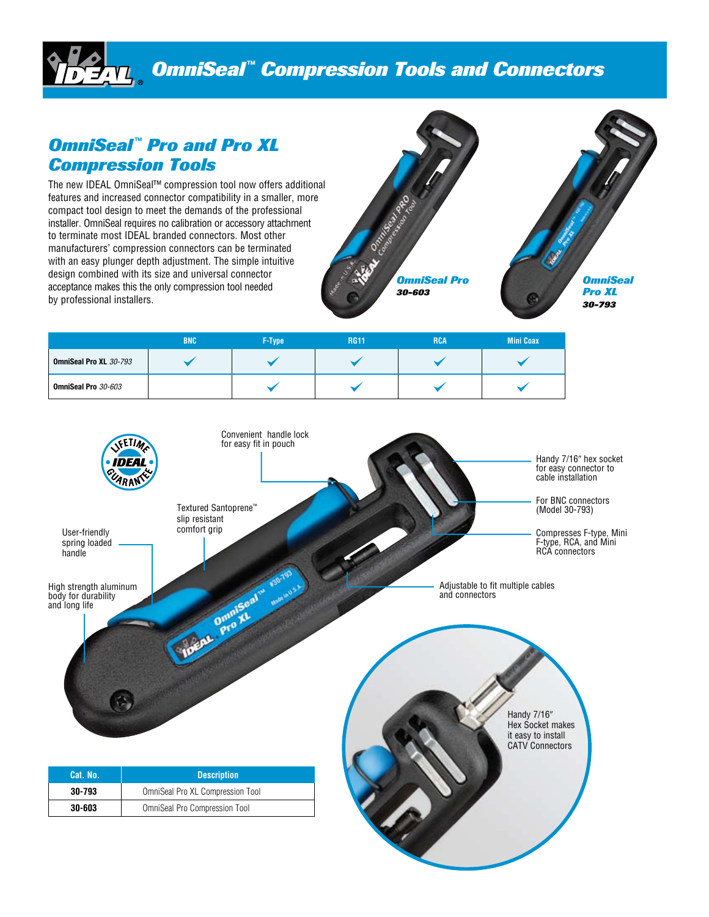# OmniSeal™ Compression Tools and Connectors

## OmniSeal™ Pro and Pro XL Compression Tools

The new IDEAL OmniSeal™ compression tool now offers additional features and increased connector compatibility in a smaller, more compact tool design to meet the demands of the professional installer. OmniSeal requires no calibration or accessory attachment to terminate most IDEAL branded connectors. Most other manufacturers' compression connectors can be terminated with an easy plunger depth adjustment. The simple intuitive design combined with its size and universal connector acceptance makes this the only compression tool needed by professional installers.

**OmniSeal Pro**
**30-603**

**OmniSeal Pro XL**
**30-793**

| | BNC | F-Type | RG11 | RCA | Mini Coax |
|---|---|---|---|---|---|
| **OmniSeal Pro XL** *30-793* | ✓ | ✓ | ✓ | ✓ | ✓ |
| **OmniSeal Pro** *30-603* | | ✓ | ✓ | ✓ | ✓ |

LIFETIME IDEAL GUARANTEE

- Convenient handle lock for easy fit in pouch
- Handy 7/16" hex socket for easy connector to cable installation
- For BNC connectors (Model 30-793)
- Compresses F-type, Mini F-type, RCA, and Mini RCA connectors
- Adjustable to fit multiple cables and connectors
- Textured Santoprene™ slip resistant comfort grip
- User-friendly spring loaded handle
- High strength aluminum body for durability and long life

Handy 7/16" Hex Socket makes it easy to install CATV Connectors

| Cat. No. | Description |
|---|---|
| **30-793** | OmniSeal Pro XL Compression Tool |
| **30-603** | OmniSeal Pro Compression Tool |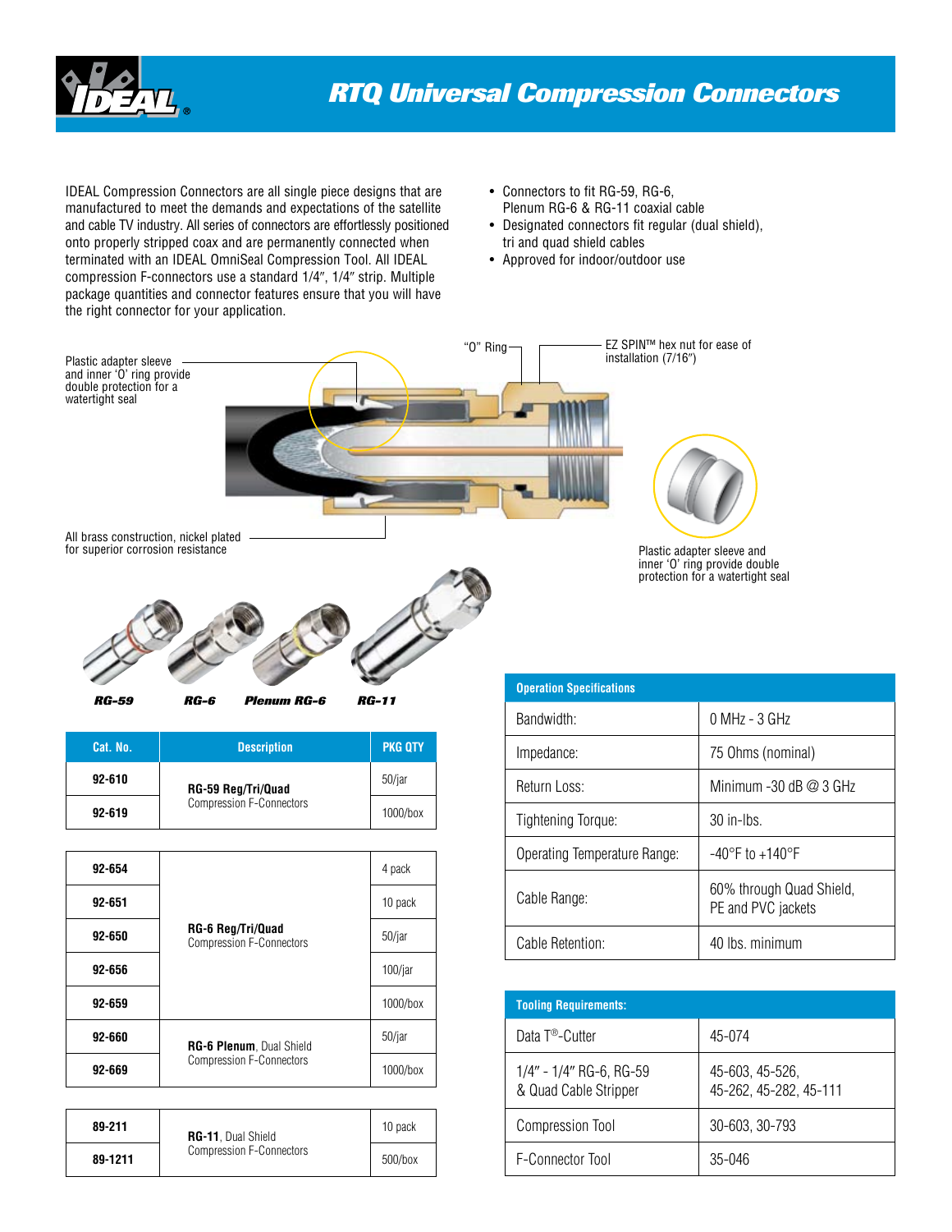# RTQ Universal Compression Connectors

IDEAL Compression Connectors are all single piece designs that are manufactured to meet the demands and expectations of the satellite and cable TV industry. All series of connectors are effortlessly positioned onto properly stripped coax and are permanently connected when terminated with an IDEAL OmniSeal Compression Tool. All IDEAL compression F-connectors use a standard 1/4″, 1/4″ strip. Multiple package quantities and connector features ensure that you will have the right connector for your application.

- Connectors to fit RG-59, RG-6, Plenum RG-6 & RG-11 coaxial cable
- Designated connectors fit regular (dual shield), tri and quad shield cables
- Approved for indoor/outdoor use

Plastic adapter sleeve and inner 'O' ring provide double protection for a watertight seal

"O" Ring

EZ SPIN™ hex nut for ease of installation (7/16")

All brass construction, nickel plated for superior corrosion resistance

Plastic adapter sleeve and inner 'O' ring provide double protection for a watertight seal

**RG-59** **RG-6** **Plenum RG-6** **RG-11**

| Cat. No. | Description | PKG QTY |
|---|---|---|
| **92-610** | **RG-59 Reg/Tri/Quad** Compression F-Connectors | 50/jar |
| **92-619** | | 1000/box |

| Cat. No. | Description | PKG QTY |
|---|---|---|
| **92-654** | **RG-6 Reg/Tri/Quad** Compression F-Connectors | 4 pack |
| **92-651** | | 10 pack |
| **92-650** | | 50/jar |
| **92-656** | | 100/jar |
| **92-659** | | 1000/box |
| **92-660** | **RG-6 Plenum**, Dual Shield Compression F-Connectors | 50/jar |
| **92-669** | | 1000/box |

| Cat. No. | Description | PKG QTY |
|---|---|---|
| **89-211** | **RG-11**, Dual Shield Compression F-Connectors | 10 pack |
| **89-1211** | | 500/box |

| Operation Specifications | |
|---|---|
| Bandwidth: | 0 MHz - 3 GHz |
| Impedance: | 75 Ohms (nominal) |
| Return Loss: | Minimum -30 dB @ 3 GHz |
| Tightening Torque: | 30 in-lbs. |
| Operating Temperature Range: | -40°F to +140°F |
| Cable Range: | 60% through Quad Shield, PE and PVC jackets |
| Cable Retention: | 40 lbs. minimum |

| Tooling Requirements: | |
|---|---|
| Data T®-Cutter | 45-074 |
| 1/4" - 1/4" RG-6, RG-59 & Quad Cable Stripper | 45-603, 45-526, 45-262, 45-282, 45-111 |
| Compression Tool | 30-603, 30-793 |
| F-Connector Tool | 35-046 |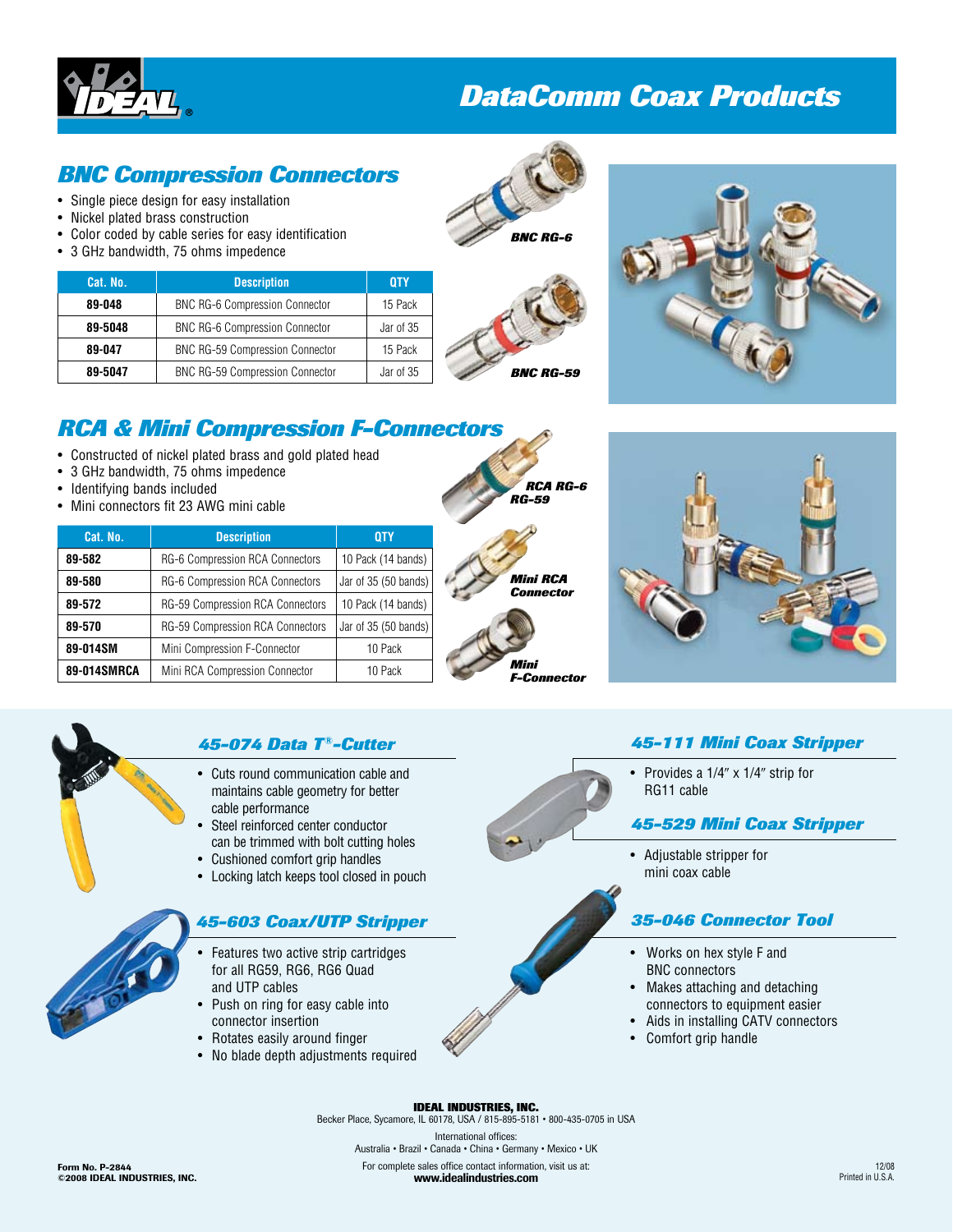# DataComm Coax Products

## BNC Compression Connectors

- Single piece design for easy installation
- Nickel plated brass construction
- Color coded by cable series for easy identification
- 3 GHz bandwidth, 75 ohms impedence

| Cat. No. | Description | QTY |
|---|---|---|
| 89-048 | BNC RG-6 Compression Connector | 15 Pack |
| 89-5048 | BNC RG-6 Compression Connector | Jar of 35 |
| 89-047 | BNC RG-59 Compression Connector | 15 Pack |
| 89-5047 | BNC RG-59 Compression Connector | Jar of 35 |

BNC RG-6

BNC RG-59

## RCA & Mini Compression F-Connectors

- Constructed of nickel plated brass and gold plated head
- 3 GHz bandwidth, 75 ohms impedence
- Identifying bands included
- Mini connectors fit 23 AWG mini cable

| Cat. No. | Description | QTY |
|---|---|---|
| 89-582 | RG-6 Compression RCA Connectors | 10 Pack (14 bands) |
| 89-580 | RG-6 Compression RCA Connectors | Jar of 35 (50 bands) |
| 89-572 | RG-59 Compression RCA Connectors | 10 Pack (14 bands) |
| 89-570 | RG-59 Compression RCA Connectors | Jar of 35 (50 bands) |
| 89-014SM | Mini Compression F-Connector | 10 Pack |
| 89-014SMRCA | Mini RCA Compression Connector | 10 Pack |

RCA RG-6 RG-59

Mini RCA Connector

Mini F-Connector

### 45-074 Data T®-Cutter

- Cuts round communication cable and maintains cable geometry for better cable performance
- Steel reinforced center conductor can be trimmed with bolt cutting holes
- Cushioned comfort grip handles
- Locking latch keeps tool closed in pouch

### 45-603 Coax/UTP Stripper

- Features two active strip cartridges for all RG59, RG6, RG6 Quad and UTP cables
- Push on ring for easy cable into connector insertion
- Rotates easily around finger
- No blade depth adjustments required

### 45-111 Mini Coax Stripper

- Provides a 1/4″ x 1/4″ strip for RG11 cable

### 45-529 Mini Coax Stripper

- Adjustable stripper for mini coax cable

### 35-046 Connector Tool

- Works on hex style F and BNC connectors
- Makes attaching and detaching connectors to equipment easier
- Aids in installing CATV connectors
- Comfort grip handle

**IDEAL INDUSTRIES, INC.**
Becker Place, Sycamore, IL 60178, USA / 815-895-5181 • 800-435-0705 in USA

International offices:
Australia • Brazil • Canada • China • Germany • Mexico • UK

For complete sales office contact information, visit us at:
**www.idealindustries.com**

**Form No. P-2844**
**©2008 IDEAL INDUSTRIES, INC.**

12/08
Printed in U.S.A.